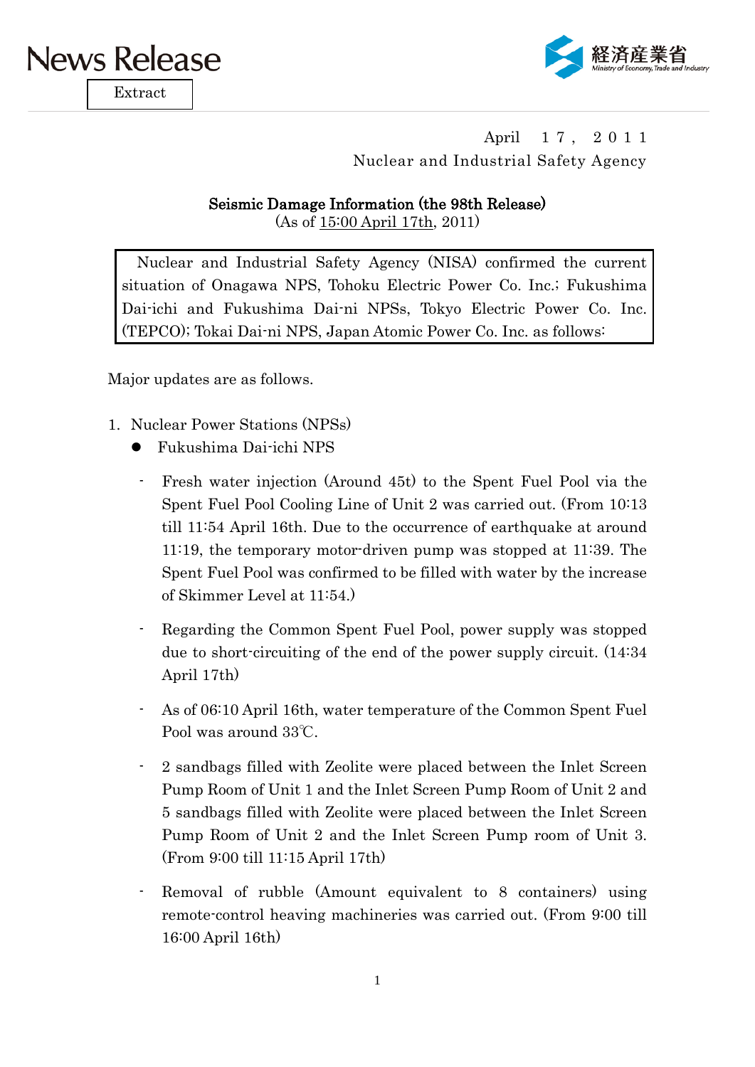News Release

Extract

経済産業省 Ministry of Economy, Trade and Industry

April　１７，２０１１
Nuclear and Industrial Safety Agency

## Seismic Damage Information (the 98th Release)

(As of 15:00 April 17th, 2011)

Nuclear and Industrial Safety Agency (NISA) confirmed the current situation of Onagawa NPS, Tohoku Electric Power Co. Inc.; Fukushima Dai-ichi and Fukushima Dai-ni NPSs, Tokyo Electric Power Co. Inc. (TEPCO); Tokai Dai-ni NPS, Japan Atomic Power Co. Inc. as follows:

Major updates are as follows.

1. Nuclear Power Stations (NPSs)
   - Fukushima Dai-ichi NPS
     - Fresh water injection (Around 45t) to the Spent Fuel Pool via the Spent Fuel Pool Cooling Line of Unit 2 was carried out. (From 10:13 till 11:54 April 16th. Due to the occurrence of earthquake at around 11:19, the temporary motor-driven pump was stopped at 11:39. The Spent Fuel Pool was confirmed to be filled with water by the increase of Skimmer Level at 11:54.)
     - Regarding the Common Spent Fuel Pool, power supply was stopped due to short-circuiting of the end of the power supply circuit. (14:34 April 17th)
     - As of 06:10 April 16th, water temperature of the Common Spent Fuel Pool was around 33℃.
     - 2 sandbags filled with Zeolite were placed between the Inlet Screen Pump Room of Unit 1 and the Inlet Screen Pump Room of Unit 2 and 5 sandbags filled with Zeolite were placed between the Inlet Screen Pump Room of Unit 2 and the Inlet Screen Pump room of Unit 3. (From 9:00 till 11:15 April 17th)
     - Removal of rubble (Amount equivalent to 8 containers) using remote-control heaving machineries was carried out. (From 9:00 till 16:00 April 16th)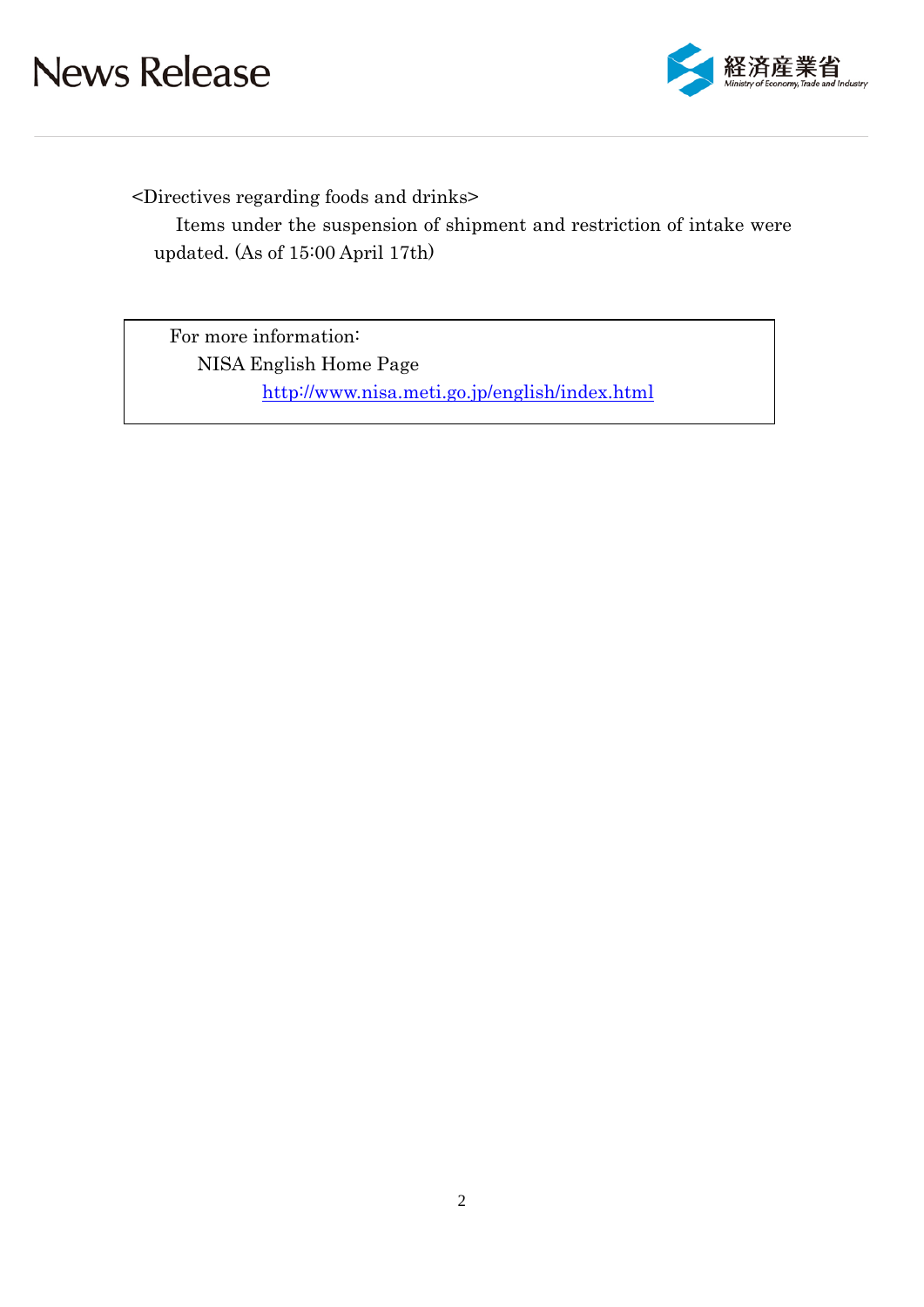<Directives regarding foods and drinks>

Items under the suspension of shipment and restriction of intake were updated. (As of 15:00 April 17th)

For more information:

NISA English Home Page

http://www.nisa.meti.go.jp/english/index.html